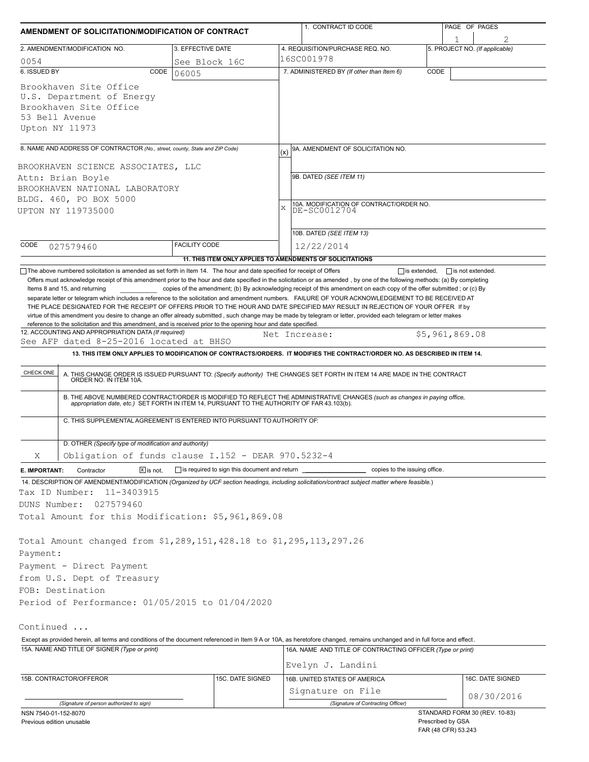# AMENDMENT OF SOLICITATION/MODIFICATION OF CONTRACT

| 1. CONTRACT ID CODE | PAGE OF PAGES |
|---|---|
| | 1 of 2 |

| 2. AMENDMENT/MODIFICATION NO. | 3. EFFECTIVE DATE | 4. REQUISITION/PURCHASE REQ. NO. | 5. PROJECT NO. (If applicable) |
|---|---|---|---|
| 0054 | See Block 16C | 16SC001978 | |

**6. ISSUED BY** CODE 06005

Brookhaven Site Office
U.S. Department of Energy
Brookhaven Site Office
53 Bell Avenue
Upton NY 11973

**7. ADMINISTERED BY** (If other than Item 6) CODE

**8. NAME AND ADDRESS OF CONTRACTOR** (No., street, county, State and ZIP Code)

BROOKHAVEN SCIENCE ASSOCIATES, LLC
Attn: Brian Boyle
BROOKHAVEN NATIONAL LABORATORY
BLDG. 460, PO BOX 5000
UPTON NY 119735000

CODE 027579460 FACILITY CODE

(x) 9A. AMENDMENT OF SOLICITATION NO.

9B. DATED (SEE ITEM 11)

X 10A. MODIFICATION OF CONTRACT/ORDER NO.
DE-SC0012704

10B. DATED (SEE ITEM 13)
12/22/2014

**11. THIS ITEM ONLY APPLIES TO AMENDMENTS OF SOLICITATIONS**

☐ The above numbered solicitation is amended as set forth in Item 14. The hour and date specified for receipt of Offers ☐ is extended, ☐ is not extended.

Offers must acknowledge receipt of this amendment prior to the hour and date specified in the solicitation or as amended , by one of the following methods: (a) By completing Items 8 and 15, and returning ________ copies of the amendment; (b) By acknowledging receipt of this amendment on each copy of the offer submitted ; or (c) By separate letter or telegram which includes a reference to the solicitation and amendment numbers. FAILURE OF YOUR ACKNOWLEDGEMENT TO BE RECEIVED AT THE PLACE DESIGNATED FOR THE RECEIPT OF OFFERS PRIOR TO THE HOUR AND DATE SPECIFIED MAY RESULT IN REJECTION OF YOUR OFFER If by virtue of this amendment you desire to change an offer already submitted , such change may be made by telegram or letter, provided each telegram or letter makes reference to the solicitation and this amendment, and is received prior to the opening hour and date specified.

**12. ACCOUNTING AND APPROPRIATION DATA** (If required)
See AFP dated 8-25-2016 located at BHSO — Net Increase: $5,961,869.08

**13. THIS ITEM ONLY APPLIES TO MODIFICATION OF CONTRACTS/ORDERS. IT MODIFIES THE CONTRACT/ORDER NO. AS DESCRIBED IN ITEM 14.**

| CHECK ONE | |
|---|---|
| | A. THIS CHANGE ORDER IS ISSUED PURSUANT TO: (Specify authority) THE CHANGES SET FORTH IN ITEM 14 ARE MADE IN THE CONTRACT ORDER NO. IN ITEM 10A. |
| | B. THE ABOVE NUMBERED CONTRACT/ORDER IS MODIFIED TO REFLECT THE ADMINISTRATIVE CHANGES (such as changes in paying office, appropriation date, etc.) SET FORTH IN ITEM 14, PURSUANT TO THE AUTHORITY OF FAR 43.103(b). |
| | C. THIS SUPPLEMENTAL AGREEMENT IS ENTERED INTO PURSUANT TO AUTHORITY OF: |
| X | D. OTHER (Specify type of modification and authority) Obligation of funds clause I.152 - DEAR 970.5232-4 |

**E. IMPORTANT:** Contractor ☒ is not, ☐ is required to sign this document and return ________ copies to the issuing office.

**14. DESCRIPTION OF AMENDMENT/MODIFICATION** (Organized by UCF section headings, including solicitation/contract subject matter where feasible.)

Tax ID Number: 11-3403915
DUNS Number: 027579460
Total Amount for this Modification: $5,961,869.08

Total Amount changed from $1,289,151,428.18 to $1,295,113,297.26
Payment:
Payment - Direct Payment
from U.S. Dept of Treasury
FOB: Destination
Period of Performance: 01/05/2015 to 01/04/2020

Continued ...

Except as provided herein, all terms and conditions of the document referenced in Item 9 A or 10A, as heretofore changed, remains unchanged and in full force and effect.

| 15A. NAME AND TITLE OF SIGNER (Type or print) | | 16A. NAME AND TITLE OF CONTRACTING OFFICER (Type or print) | |
|---|---|---|---|
| | | Evelyn J. Landini | |
| 15B. CONTRACTOR/OFFEROR | 15C. DATE SIGNED | 16B. UNITED STATES OF AMERICA | 16C. DATE SIGNED |
| (Signature of person authorized to sign) | | Signature on File (Signature of Contracting Officer) | 08/30/2016 |

NSN 7540-01-152-8070
Previous edition unusable

STANDARD FORM 30 (REV. 10-83)
Prescribed by GSA
FAR (48 CFR) 53.243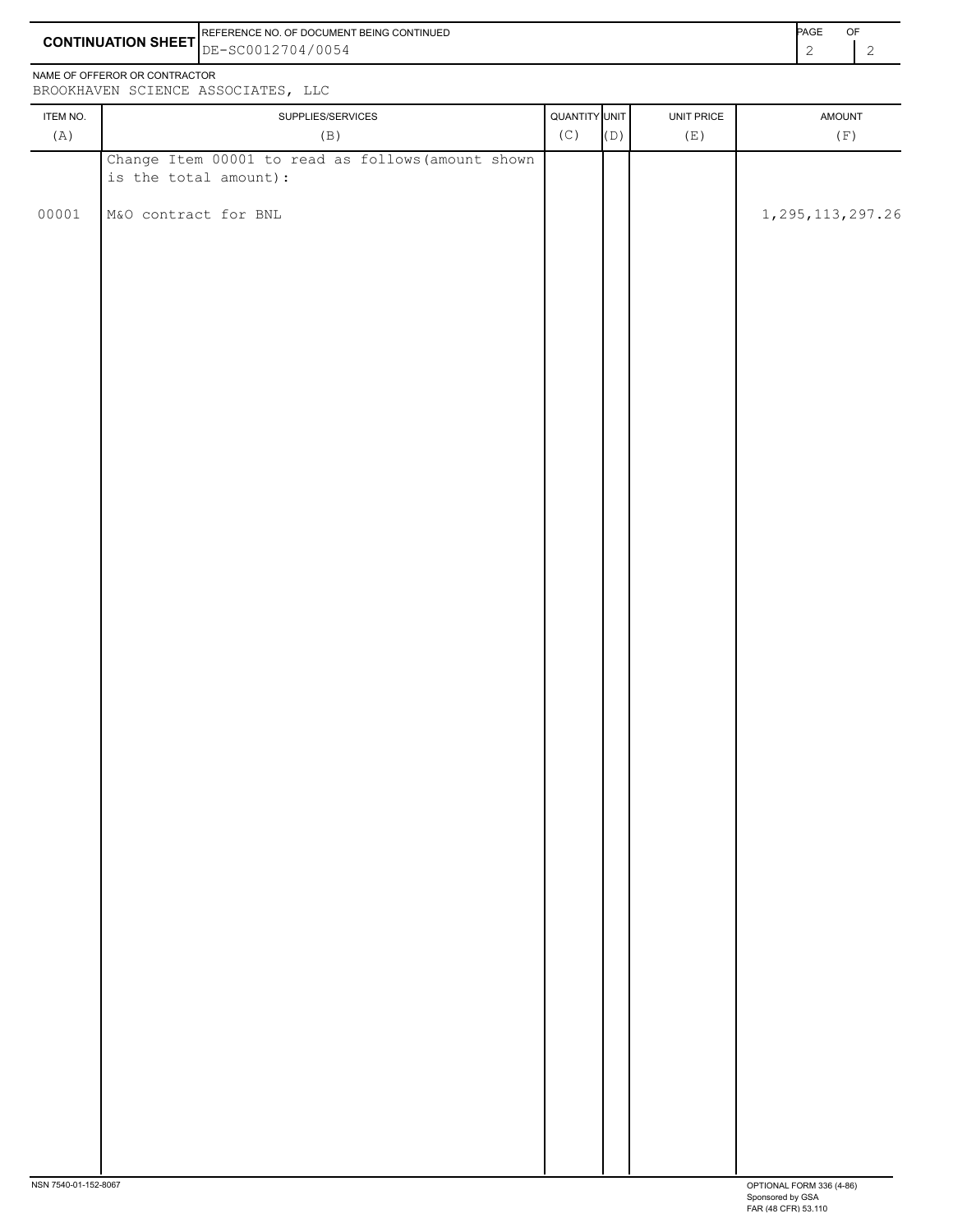**CONTINUATION SHEET**

REFERENCE NO. OF DOCUMENT BEING CONTINUED
DE-SC0012704/0054

NAME OF OFFEROR OR CONTRACTOR
BROOKHAVEN SCIENCE ASSOCIATES, LLC

| ITEM NO. (A) | SUPPLIES/SERVICES (B) | QUANTITY (C) | UNIT (D) | UNIT PRICE (E) | AMOUNT (F) |
|---|---|---|---|---|---|
| | Change Item 00001 to read as follows(amount shown is the total amount): | | | | |
| 00001 | M&O contract for BNL | | | | 1,295,113,297.26 |

NSN 7540-01-152-8067

OPTIONAL FORM 336 (4-86)
Sponsored by GSA
FAR (48 CFR) 53.110